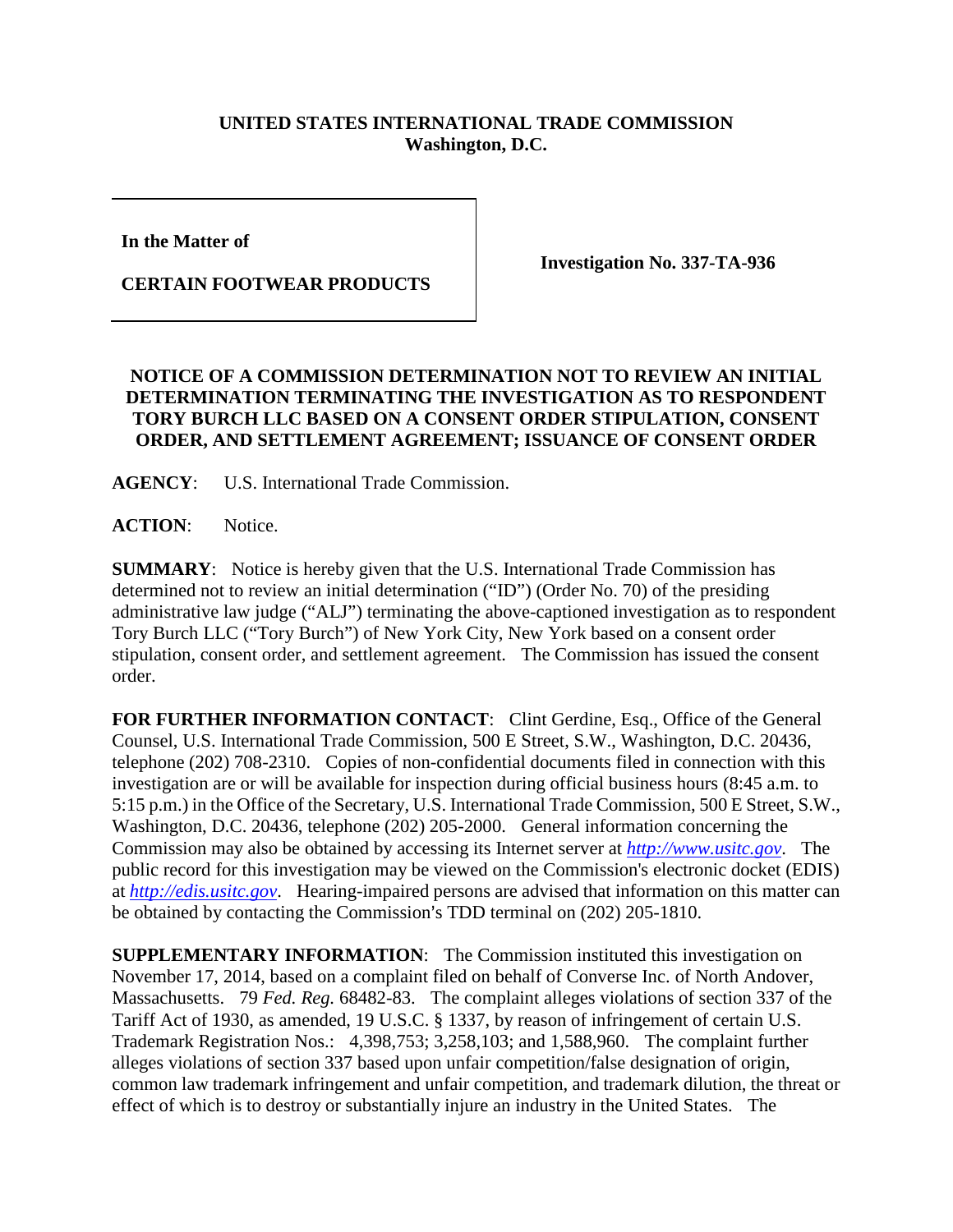**UNITED STATES INTERNATIONAL TRADE COMMISSION**
**Washington, D.C.**

| In the Matter of<br><br>CERTAIN FOOTWEAR PRODUCTS | Investigation No. 337-TA-936 |
|---|---|

**NOTICE OF A COMMISSION DETERMINATION NOT TO REVIEW AN INITIAL DETERMINATION TERMINATING THE INVESTIGATION AS TO RESPONDENT TORY BURCH LLC BASED ON A CONSENT ORDER STIPULATION, CONSENT ORDER, AND SETTLEMENT AGREEMENT; ISSUANCE OF CONSENT ORDER**

**AGENCY**: U.S. International Trade Commission.

**ACTION**: Notice.

**SUMMARY**: Notice is hereby given that the U.S. International Trade Commission has determined not to review an initial determination ("ID") (Order No. 70) of the presiding administrative law judge ("ALJ") terminating the above-captioned investigation as to respondent Tory Burch LLC ("Tory Burch") of New York City, New York based on a consent order stipulation, consent order, and settlement agreement. The Commission has issued the consent order.

**FOR FURTHER INFORMATION CONTACT**: Clint Gerdine, Esq., Office of the General Counsel, U.S. International Trade Commission, 500 E Street, S.W., Washington, D.C. 20436, telephone (202) 708-2310. Copies of non-confidential documents filed in connection with this investigation are or will be available for inspection during official business hours (8:45 a.m. to 5:15 p.m.) in the Office of the Secretary, U.S. International Trade Commission, 500 E Street, S.W., Washington, D.C. 20436, telephone (202) 205-2000. General information concerning the Commission may also be obtained by accessing its Internet server at *http://www.usitc.gov*. The public record for this investigation may be viewed on the Commission's electronic docket (EDIS) at *http://edis.usitc.gov*. Hearing-impaired persons are advised that information on this matter can be obtained by contacting the Commission's TDD terminal on (202) 205-1810.

**SUPPLEMENTARY INFORMATION**: The Commission instituted this investigation on November 17, 2014, based on a complaint filed on behalf of Converse Inc. of North Andover, Massachusetts. 79 *Fed. Reg.* 68482-83. The complaint alleges violations of section 337 of the Tariff Act of 1930, as amended, 19 U.S.C. § 1337, by reason of infringement of certain U.S. Trademark Registration Nos.: 4,398,753; 3,258,103; and 1,588,960. The complaint further alleges violations of section 337 based upon unfair competition/false designation of origin, common law trademark infringement and unfair competition, and trademark dilution, the threat or effect of which is to destroy or substantially injure an industry in the United States. The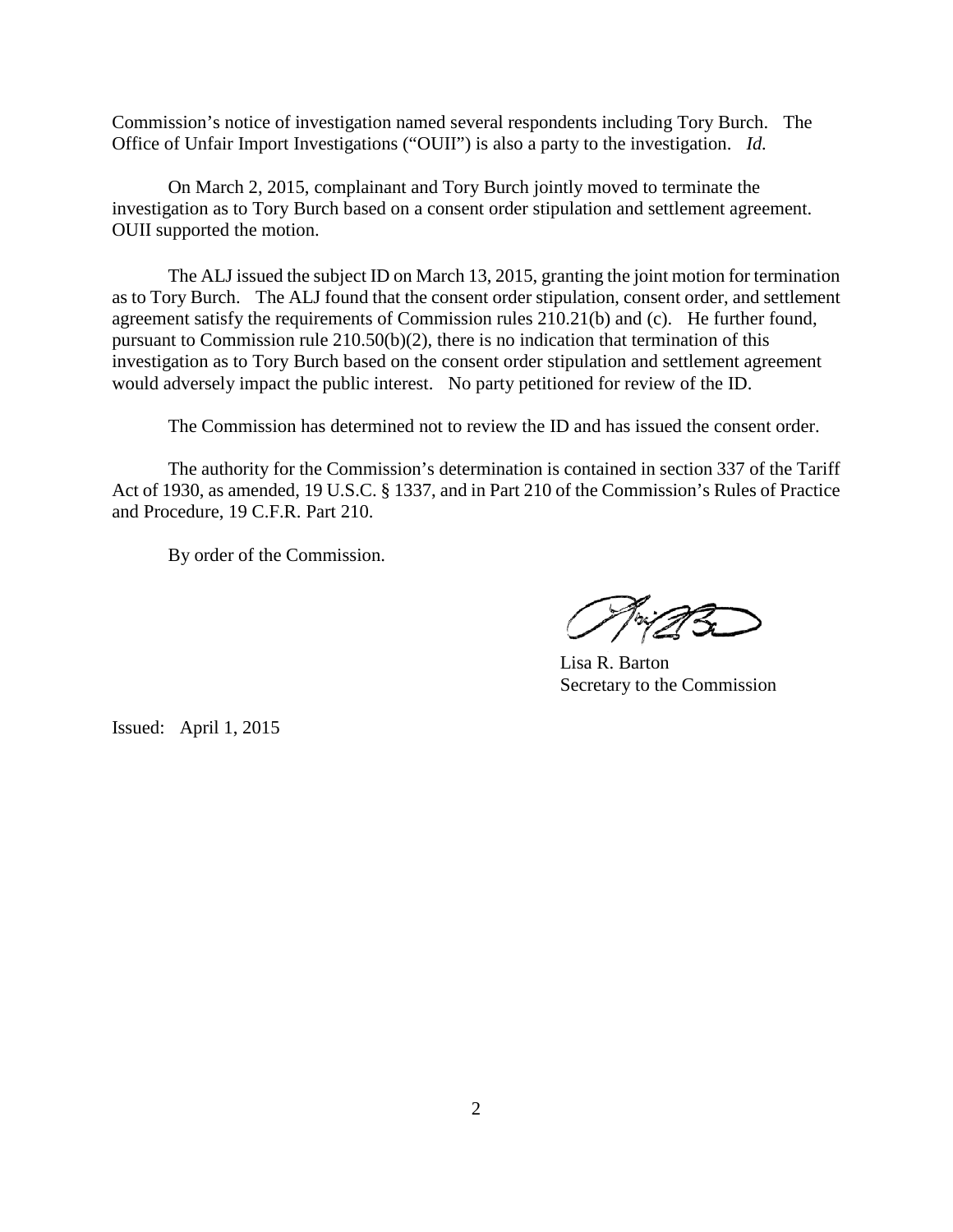Commission's notice of investigation named several respondents including Tory Burch. The Office of Unfair Import Investigations ("OUII") is also a party to the investigation. *Id.*

On March 2, 2015, complainant and Tory Burch jointly moved to terminate the investigation as to Tory Burch based on a consent order stipulation and settlement agreement. OUII supported the motion.

The ALJ issued the subject ID on March 13, 2015, granting the joint motion for termination as to Tory Burch. The ALJ found that the consent order stipulation, consent order, and settlement agreement satisfy the requirements of Commission rules 210.21(b) and (c). He further found, pursuant to Commission rule 210.50(b)(2), there is no indication that termination of this investigation as to Tory Burch based on the consent order stipulation and settlement agreement would adversely impact the public interest. No party petitioned for review of the ID.

The Commission has determined not to review the ID and has issued the consent order.

The authority for the Commission's determination is contained in section 337 of the Tariff Act of 1930, as amended, 19 U.S.C. § 1337, and in Part 210 of the Commission's Rules of Practice and Procedure, 19 C.F.R. Part 210.

By order of the Commission.

Lisa R. Barton
Secretary to the Commission

Issued: April 1, 2015